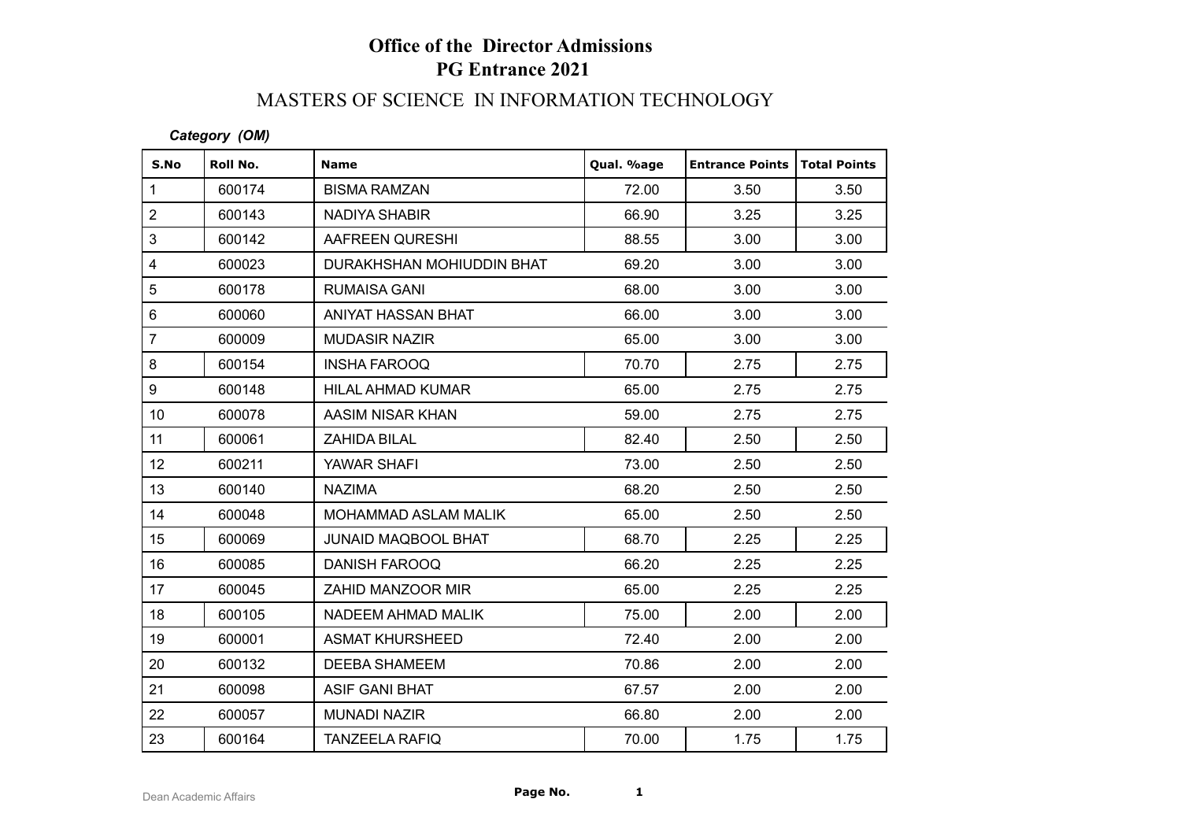# Office of the Director Admissions
# PG Entrance 2021

## MASTERS OF SCIENCE IN INFORMATION TECHNOLOGY

***Category (OM)***

| S.No | Roll No. | Name | Qual. %age | Entrance Points | Total Points |
|---|---|---|---|---|---|
| 1 | 600174 | BISMA RAMZAN | 72.00 | 3.50 | 3.50 |
| 2 | 600143 | NADIYA SHABIR | 66.90 | 3.25 | 3.25 |
| 3 | 600142 | AAFREEN QURESHI | 88.55 | 3.00 | 3.00 |
| 4 | 600023 | DURAKHSHAN MOHIUDDIN BHAT | 69.20 | 3.00 | 3.00 |
| 5 | 600178 | RUMAISA GANI | 68.00 | 3.00 | 3.00 |
| 6 | 600060 | ANIYAT HASSAN BHAT | 66.00 | 3.00 | 3.00 |
| 7 | 600009 | MUDASIR NAZIR | 65.00 | 3.00 | 3.00 |
| 8 | 600154 | INSHA FAROOQ | 70.70 | 2.75 | 2.75 |
| 9 | 600148 | HILAL AHMAD KUMAR | 65.00 | 2.75 | 2.75 |
| 10 | 600078 | AASIM NISAR KHAN | 59.00 | 2.75 | 2.75 |
| 11 | 600061 | ZAHIDA BILAL | 82.40 | 2.50 | 2.50 |
| 12 | 600211 | YAWAR SHAFI | 73.00 | 2.50 | 2.50 |
| 13 | 600140 | NAZIMA | 68.20 | 2.50 | 2.50 |
| 14 | 600048 | MOHAMMAD ASLAM MALIK | 65.00 | 2.50 | 2.50 |
| 15 | 600069 | JUNAID MAQBOOL BHAT | 68.70 | 2.25 | 2.25 |
| 16 | 600085 | DANISH FAROOQ | 66.20 | 2.25 | 2.25 |
| 17 | 600045 | ZAHID MANZOOR MIR | 65.00 | 2.25 | 2.25 |
| 18 | 600105 | NADEEM AHMAD MALIK | 75.00 | 2.00 | 2.00 |
| 19 | 600001 | ASMAT KHURSHEED | 72.40 | 2.00 | 2.00 |
| 20 | 600132 | DEEBA SHAMEEM | 70.86 | 2.00 | 2.00 |
| 21 | 600098 | ASIF GANI BHAT | 67.57 | 2.00 | 2.00 |
| 22 | 600057 | MUNADI NAZIR | 66.80 | 2.00 | 2.00 |
| 23 | 600164 | TANZEELA RAFIQ | 70.00 | 1.75 | 1.75 |

Dean Academic Affairs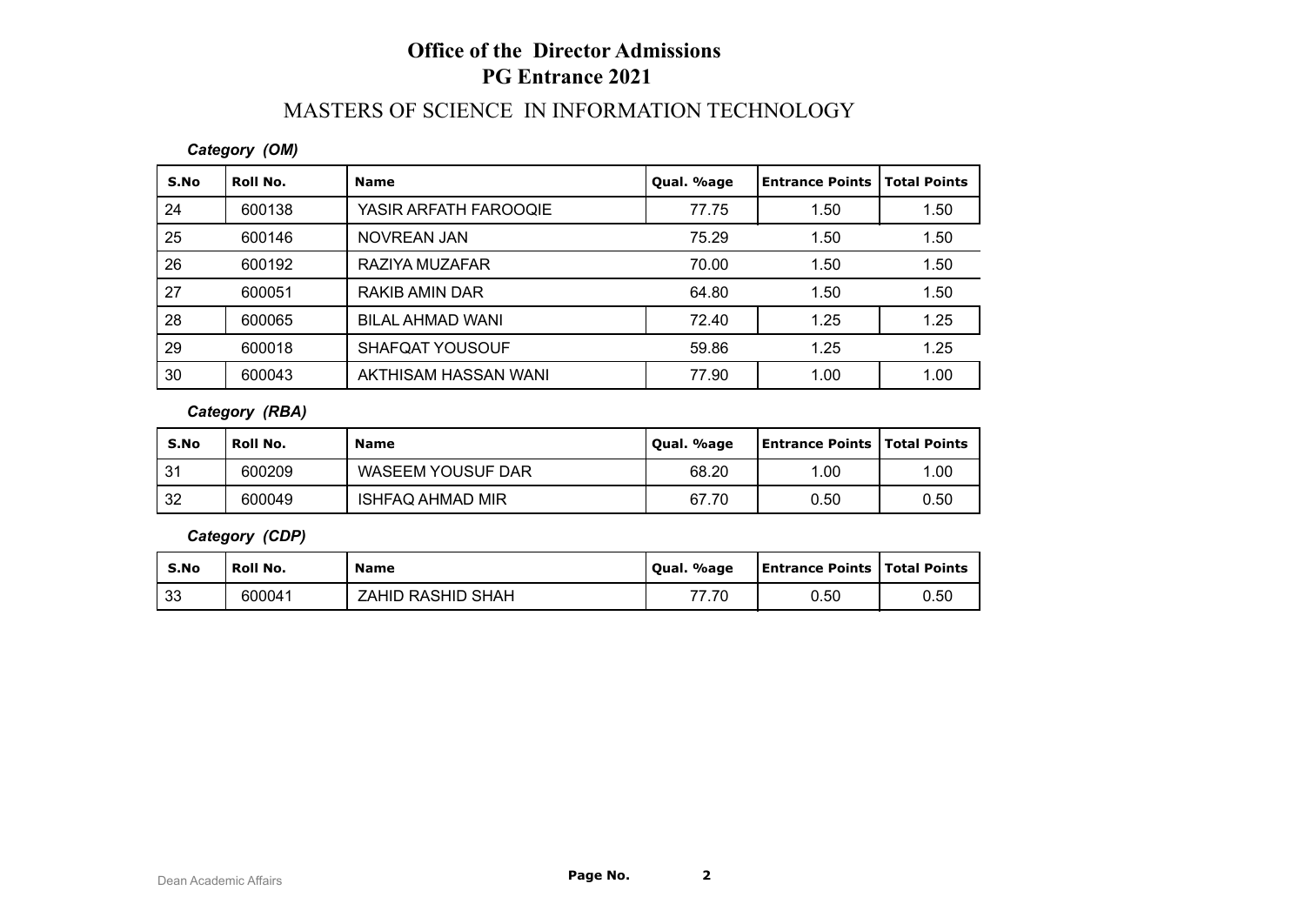# Office of the Director Admissions
# PG Entrance 2021

## MASTERS OF SCIENCE IN INFORMATION TECHNOLOGY

***Category (OM)***

| S.No | Roll No. | Name | Qual. %age | Entrance Points | Total Points |
|---|---|---|---|---|---|
| 24 | 600138 | YASIR ARFATH FAROOQIE | 77.75 | 1.50 | 1.50 |
| 25 | 600146 | NOVREAN JAN | 75.29 | 1.50 | 1.50 |
| 26 | 600192 | RAZIYA MUZAFAR | 70.00 | 1.50 | 1.50 |
| 27 | 600051 | RAKIB AMIN DAR | 64.80 | 1.50 | 1.50 |
| 28 | 600065 | BILAL AHMAD WANI | 72.40 | 1.25 | 1.25 |
| 29 | 600018 | SHAFQAT YOUSOUF | 59.86 | 1.25 | 1.25 |
| 30 | 600043 | AKTHISAM HASSAN WANI | 77.90 | 1.00 | 1.00 |

***Category (RBA)***

| S.No | Roll No. | Name | Qual. %age | Entrance Points | Total Points |
|---|---|---|---|---|---|
| 31 | 600209 | WASEEM YOUSUF DAR | 68.20 | 1.00 | 1.00 |
| 32 | 600049 | ISHFAQ AHMAD MIR | 67.70 | 0.50 | 0.50 |

***Category (CDP)***

| S.No | Roll No. | Name | Qual. %age | Entrance Points | Total Points |
|---|---|---|---|---|---|
| 33 | 600041 | ZAHID RASHID SHAH | 77.70 | 0.50 | 0.50 |

Dean Academic Affairs